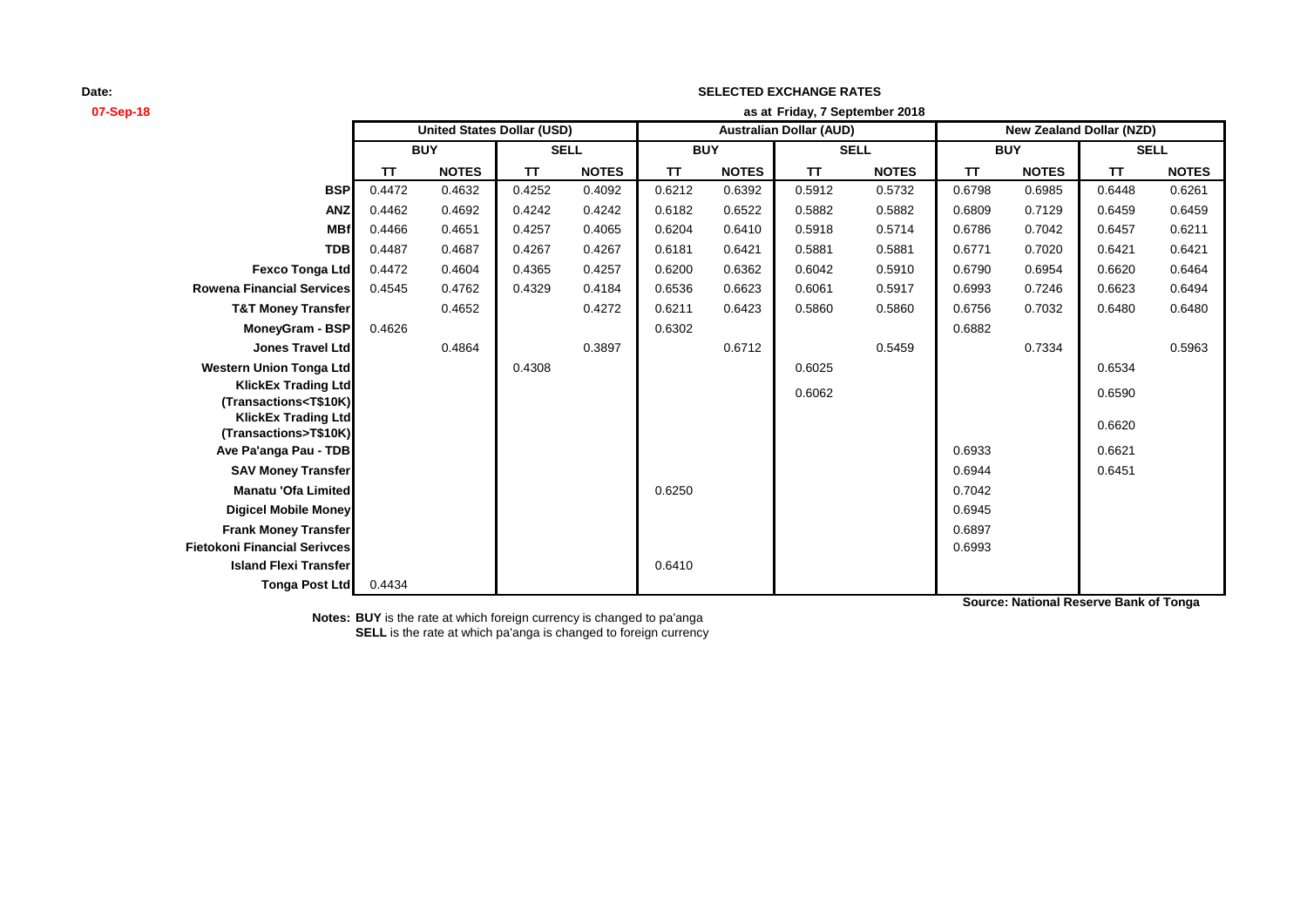**Date:**
**07-Sep-18**

**SELECTED EXCHANGE RATES**

**as at Friday, 7 September 2018**

| | United States Dollar (USD) | | | | Australian Dollar (AUD) | | | | New Zealand Dollar (NZD) | | | |
|---|---|---|---|---|---|---|---|---|---|---|---|---|
| | BUY | | SELL | | BUY | | SELL | | BUY | | SELL | |
| | TT | NOTES | TT | NOTES | TT | NOTES | TT | NOTES | TT | NOTES | TT | NOTES |
| **BSP** | 0.4472 | 0.4632 | 0.4252 | 0.4092 | 0.6212 | 0.6392 | 0.5912 | 0.5732 | 0.6798 | 0.6985 | 0.6448 | 0.6261 |
| **ANZ** | 0.4462 | 0.4692 | 0.4242 | 0.4242 | 0.6182 | 0.6522 | 0.5882 | 0.5882 | 0.6809 | 0.7129 | 0.6459 | 0.6459 |
| **MBf** | 0.4466 | 0.4651 | 0.4257 | 0.4065 | 0.6204 | 0.6410 | 0.5918 | 0.5714 | 0.6786 | 0.7042 | 0.6457 | 0.6211 |
| **TDB** | 0.4487 | 0.4687 | 0.4267 | 0.4267 | 0.6181 | 0.6421 | 0.5881 | 0.5881 | 0.6771 | 0.7020 | 0.6421 | 0.6421 |
| **Fexco Tonga Ltd** | 0.4472 | 0.4604 | 0.4365 | 0.4257 | 0.6200 | 0.6362 | 0.6042 | 0.5910 | 0.6790 | 0.6954 | 0.6620 | 0.6464 |
| **Rowena Financial Services** | 0.4545 | 0.4762 | 0.4329 | 0.4184 | 0.6536 | 0.6623 | 0.6061 | 0.5917 | 0.6993 | 0.7246 | 0.6623 | 0.6494 |
| **T&T Money Transfer** | | 0.4652 | | 0.4272 | 0.6211 | 0.6423 | 0.5860 | 0.5860 | 0.6756 | 0.7032 | 0.6480 | 0.6480 |
| **MoneyGram - BSP** | 0.4626 | | | | 0.6302 | | | | 0.6882 | | | |
| **Jones Travel Ltd** | | 0.4864 | | 0.3897 | | 0.6712 | | 0.5459 | | 0.7334 | | 0.5963 |
| **Western Union Tonga Ltd** | | | 0.4308 | | | | 0.6025 | | | | 0.6534 | |
| **KlickEx Trading Ltd (Transactions<T$10K)** | | | | | | | 0.6062 | | | | 0.6590 | |
| **KlickEx Trading Ltd (Transactions>T$10K)** | | | | | | | | | | | 0.6620 | |
| **Ave Pa'anga Pau - TDB** | | | | | | | | | 0.6933 | | 0.6621 | |
| **SAV Money Transfer** | | | | | | | | | 0.6944 | | 0.6451 | |
| **Manatu 'Ofa Limited** | | | | | 0.6250 | | | | 0.7042 | | | |
| **Digicel Mobile Money** | | | | | | | | | 0.6945 | | | |
| **Frank Money Transfer** | | | | | | | | | 0.6897 | | | |
| **Fietokoni Financial Serivces** | | | | | | | | | 0.6993 | | | |
| **Island Flexi Transfer** | | | | | 0.6410 | | | | | | | |
| **Tonga Post Ltd** | 0.4434 | | | | | | | | | | | |

**Source: National Reserve Bank of Tonga**

**Notes: BUY** is the rate at which foreign currency is changed to pa'anga
**SELL** is the rate at which pa'anga is changed to foreign currency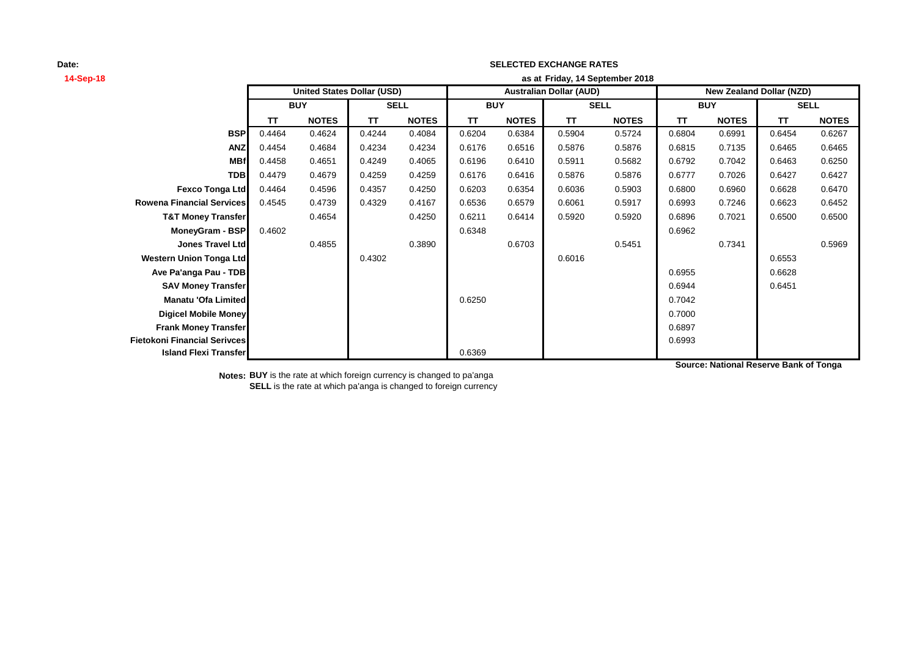**Date:**
**14-Sep-18**

**SELECTED EXCHANGE RATES**
**as at Friday, 14 September 2018**

| | United States Dollar (USD) | | | | Australian Dollar (AUD) | | | | New Zealand Dollar (NZD) | | | |
|---|---|---|---|---|---|---|---|---|---|---|---|---|
| | BUY | | SELL | | BUY | | SELL | | BUY | | SELL | |
| | TT | NOTES | TT | NOTES | TT | NOTES | TT | NOTES | TT | NOTES | TT | NOTES |
| **BSP** | 0.4464 | 0.4624 | 0.4244 | 0.4084 | 0.6204 | 0.6384 | 0.5904 | 0.5724 | 0.6804 | 0.6991 | 0.6454 | 0.6267 |
| **ANZ** | 0.4454 | 0.4684 | 0.4234 | 0.4234 | 0.6176 | 0.6516 | 0.5876 | 0.5876 | 0.6815 | 0.7135 | 0.6465 | 0.6465 |
| **MBf** | 0.4458 | 0.4651 | 0.4249 | 0.4065 | 0.6196 | 0.6410 | 0.5911 | 0.5682 | 0.6792 | 0.7042 | 0.6463 | 0.6250 |
| **TDB** | 0.4479 | 0.4679 | 0.4259 | 0.4259 | 0.6176 | 0.6416 | 0.5876 | 0.5876 | 0.6777 | 0.7026 | 0.6427 | 0.6427 |
| **Fexco Tonga Ltd** | 0.4464 | 0.4596 | 0.4357 | 0.4250 | 0.6203 | 0.6354 | 0.6036 | 0.5903 | 0.6800 | 0.6960 | 0.6628 | 0.6470 |
| **Rowena Financial Services** | 0.4545 | 0.4739 | 0.4329 | 0.4167 | 0.6536 | 0.6579 | 0.6061 | 0.5917 | 0.6993 | 0.7246 | 0.6623 | 0.6452 |
| **T&T Money Transfer** | | 0.4654 | | 0.4250 | 0.6211 | 0.6414 | 0.5920 | 0.5920 | 0.6896 | 0.7021 | 0.6500 | 0.6500 |
| **MoneyGram - BSP** | 0.4602 | | | | 0.6348 | | | | 0.6962 | | | |
| **Jones Travel Ltd** | | 0.4855 | | 0.3890 | | 0.6703 | | 0.5451 | | 0.7341 | | 0.5969 |
| **Western Union Tonga Ltd** | | | 0.4302 | | | | 0.6016 | | | | 0.6553 | |
| **Ave Pa'anga Pau - TDB** | | | | | | | | | 0.6955 | | 0.6628 | |
| **SAV Money Transfer** | | | | | | | | | 0.6944 | | 0.6451 | |
| **Manatu 'Ofa Limited** | | | | | 0.6250 | | | | 0.7042 | | | |
| **Digicel Mobile Money** | | | | | | | | | 0.7000 | | | |
| **Frank Money Transfer** | | | | | | | | | 0.6897 | | | |
| **Fietokoni Financial Serivces** | | | | | | | | | 0.6993 | | | |
| **Island Flexi Transfer** | | | | | 0.6369 | | | | | | | |

**Source: National Reserve Bank of Tonga**

**Notes: BUY** is the rate at which foreign currency is changed to pa'anga
**SELL** is the rate at which pa'anga is changed to foreign currency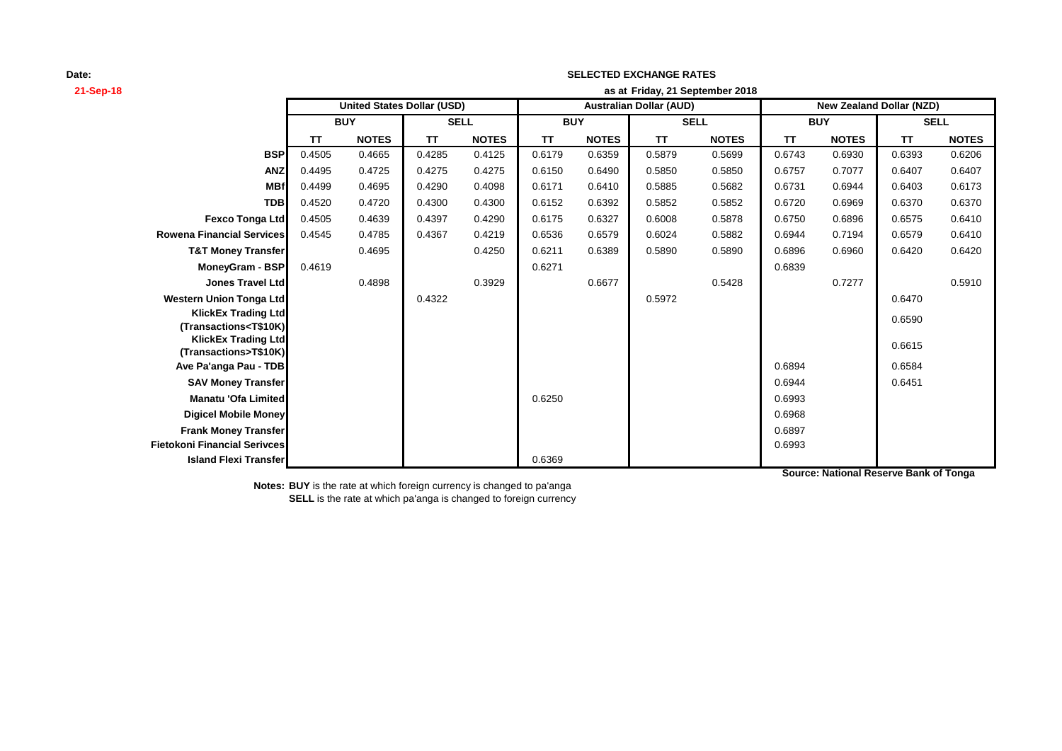**Date:**
**21-Sep-18**

**SELECTED EXCHANGE RATES**

**as at Friday, 21 September 2018**

| | United States Dollar (USD) | | | | Australian Dollar (AUD) | | | | New Zealand Dollar (NZD) | | | |
|---|---|---|---|---|---|---|---|---|---|---|---|---|
| | BUY | | SELL | | BUY | | SELL | | BUY | | SELL | |
| | TT | NOTES | TT | NOTES | TT | NOTES | TT | NOTES | TT | NOTES | TT | NOTES |
| **BSP** | 0.4505 | 0.4665 | 0.4285 | 0.4125 | 0.6179 | 0.6359 | 0.5879 | 0.5699 | 0.6743 | 0.6930 | 0.6393 | 0.6206 |
| **ANZ** | 0.4495 | 0.4725 | 0.4275 | 0.4275 | 0.6150 | 0.6490 | 0.5850 | 0.5850 | 0.6757 | 0.7077 | 0.6407 | 0.6407 |
| **MBf** | 0.4499 | 0.4695 | 0.4290 | 0.4098 | 0.6171 | 0.6410 | 0.5885 | 0.5682 | 0.6731 | 0.6944 | 0.6403 | 0.6173 |
| **TDB** | 0.4520 | 0.4720 | 0.4300 | 0.4300 | 0.6152 | 0.6392 | 0.5852 | 0.5852 | 0.6720 | 0.6969 | 0.6370 | 0.6370 |
| **Fexco Tonga Ltd** | 0.4505 | 0.4639 | 0.4397 | 0.4290 | 0.6175 | 0.6327 | 0.6008 | 0.5878 | 0.6750 | 0.6896 | 0.6575 | 0.6410 |
| **Rowena Financial Services** | 0.4545 | 0.4785 | 0.4367 | 0.4219 | 0.6536 | 0.6579 | 0.6024 | 0.5882 | 0.6944 | 0.7194 | 0.6579 | 0.6410 |
| **T&T Money Transfer** | | 0.4695 | | 0.4250 | 0.6211 | 0.6389 | 0.5890 | 0.5890 | 0.6896 | 0.6960 | 0.6420 | 0.6420 |
| **MoneyGram - BSP** | 0.4619 | | | | 0.6271 | | | | 0.6839 | | | |
| **Jones Travel Ltd** | | 0.4898 | | 0.3929 | | 0.6677 | | 0.5428 | | 0.7277 | | 0.5910 |
| **Western Union Tonga Ltd** | | | 0.4322 | | | | 0.5972 | | | | 0.6470 | |
| **KlickEx Trading Ltd (Transactions<T$10K)** | | | | | | | | | | | 0.6590 | |
| **KlickEx Trading Ltd (Transactions>T$10K)** | | | | | | | | | | | 0.6615 | |
| **Ave Pa'anga Pau - TDB** | | | | | | | | | 0.6894 | | 0.6584 | |
| **SAV Money Transfer** | | | | | | | | | 0.6944 | | 0.6451 | |
| **Manatu 'Ofa Limited** | | | | | 0.6250 | | | | 0.6993 | | | |
| **Digicel Mobile Money** | | | | | | | | | 0.6968 | | | |
| **Frank Money Transfer** | | | | | | | | | 0.6897 | | | |
| **Fietokoni Financial Serivces** | | | | | | | | | 0.6993 | | | |
| **Island Flexi Transfer** | | | | | 0.6369 | | | | | | | |

**Source: National Reserve Bank of Tonga**

**Notes: BUY** is the rate at which foreign currency is changed to pa'anga
**SELL** is the rate at which pa'anga is changed to foreign currency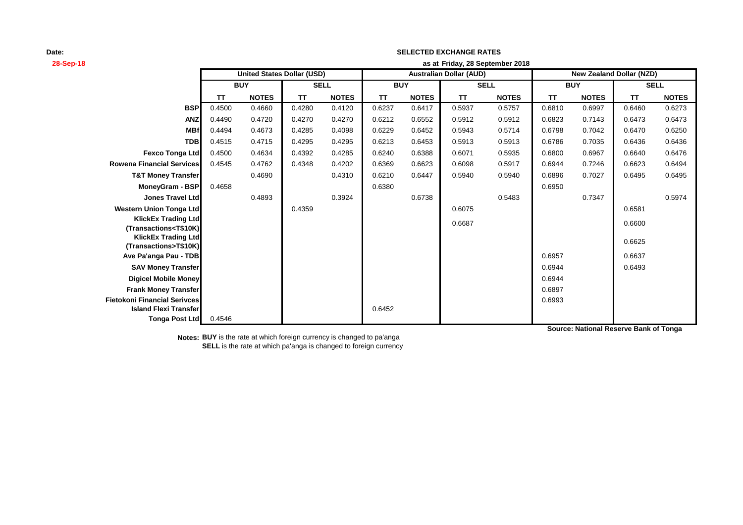**Date:**
**28-Sep-18**

**SELECTED EXCHANGE RATES**

**as at Friday, 28 September 2018**

| | United States Dollar (USD) | | | | Australian Dollar (AUD) | | | | New Zealand Dollar (NZD) | | | |
|---|---|---|---|---|---|---|---|---|---|---|---|---|
| | BUY | | SELL | | BUY | | SELL | | BUY | | SELL | |
| | TT | NOTES | TT | NOTES | TT | NOTES | TT | NOTES | TT | NOTES | TT | NOTES |
| **BSP** | 0.4500 | 0.4660 | 0.4280 | 0.4120 | 0.6237 | 0.6417 | 0.5937 | 0.5757 | 0.6810 | 0.6997 | 0.6460 | 0.6273 |
| **ANZ** | 0.4490 | 0.4720 | 0.4270 | 0.4270 | 0.6212 | 0.6552 | 0.5912 | 0.5912 | 0.6823 | 0.7143 | 0.6473 | 0.6473 |
| **MBf** | 0.4494 | 0.4673 | 0.4285 | 0.4098 | 0.6229 | 0.6452 | 0.5943 | 0.5714 | 0.6798 | 0.7042 | 0.6470 | 0.6250 |
| **TDB** | 0.4515 | 0.4715 | 0.4295 | 0.4295 | 0.6213 | 0.6453 | 0.5913 | 0.5913 | 0.6786 | 0.7035 | 0.6436 | 0.6436 |
| **Fexco Tonga Ltd** | 0.4500 | 0.4634 | 0.4392 | 0.4285 | 0.6240 | 0.6388 | 0.6071 | 0.5935 | 0.6800 | 0.6967 | 0.6640 | 0.6476 |
| **Rowena Financial Services** | 0.4545 | 0.4762 | 0.4348 | 0.4202 | 0.6369 | 0.6623 | 0.6098 | 0.5917 | 0.6944 | 0.7246 | 0.6623 | 0.6494 |
| **T&T Money Transfer** | | 0.4690 | | 0.4310 | 0.6210 | 0.6447 | 0.5940 | 0.5940 | 0.6896 | 0.7027 | 0.6495 | 0.6495 |
| **MoneyGram - BSP** | 0.4658 | | | | 0.6380 | | | | 0.6950 | | | |
| **Jones Travel Ltd** | | 0.4893 | | 0.3924 | | 0.6738 | | 0.5483 | | 0.7347 | | 0.5974 |
| **Western Union Tonga Ltd** | | | 0.4359 | | | | 0.6075 | | | | 0.6581 | |
| **KlickEx Trading Ltd (Transactions<T$10K)** | | | | | | | 0.6687 | | | | 0.6600 | |
| **KlickEx Trading Ltd (Transactions>T$10K)** | | | | | | | | | | | 0.6625 | |
| **Ave Pa'anga Pau - TDB** | | | | | | | | | 0.6957 | | 0.6637 | |
| **SAV Money Transfer** | | | | | | | | | 0.6944 | | 0.6493 | |
| **Digicel Mobile Money** | | | | | | | | | 0.6944 | | | |
| **Frank Money Transfer** | | | | | | | | | 0.6897 | | | |
| **Fietokoni Financial Serivces** | | | | | | | | | 0.6993 | | | |
| **Island Flexi Transfer** | | | | | 0.6452 | | | | | | | |
| **Tonga Post Ltd** | 0.4546 | | | | | | | | | | | |

**Source: National Reserve Bank of Tonga**

**Notes:** **BUY** is the rate at which foreign currency is changed to pa'anga
**SELL** is the rate at which pa'anga is changed to foreign currency